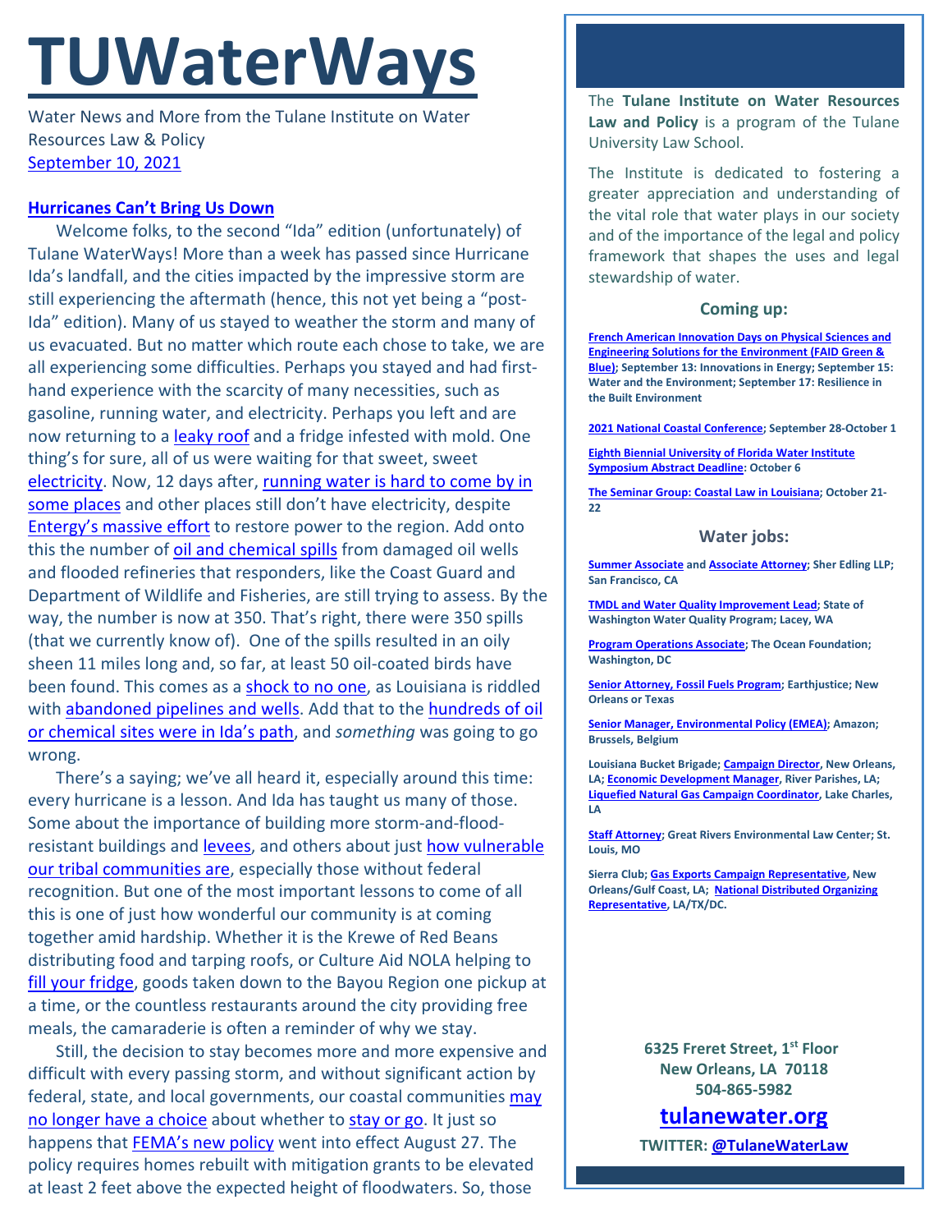# TUWaterWays

Water News and More from the Tulane Institute on Water Resources Law & Policy

September 10, 2021

### Hurricanes Can't Bring Us Down

Welcome folks, to the second "Ida" edition (unfortunately) of Tulane WaterWays! More than a week has passed since Hurricane Ida's landfall, and the cities impacted by the impressive storm are still experiencing the aftermath (hence, this not yet being a "post-Ida" edition). Many of us stayed to weather the storm and many of us evacuated. But no matter which route each chose to take, we are all experiencing some difficulties. Perhaps you stayed and had first-hand experience with the scarcity of many necessities, such as gasoline, running water, and electricity. Perhaps you left and are now returning to a leaky roof and a fridge infested with mold. One thing's for sure, all of us were waiting for that sweet, sweet electricity. Now, 12 days after, running water is hard to come by in some places and other places still don't have electricity, despite Entergy's massive effort to restore power to the region. Add onto this the number of oil and chemical spills from damaged oil wells and flooded refineries that responders, like the Coast Guard and Department of Wildlife and Fisheries, are still trying to assess. By the way, the number is now at 350. That's right, there were 350 spills (that we currently know of). One of the spills resulted in an oily sheen 11 miles long and, so far, at least 50 oil-coated birds have been found. This comes as a shock to no one, as Louisiana is riddled with abandoned pipelines and wells. Add that to the hundreds of oil or chemical sites were in Ida's path, and *something* was going to go wrong.

There's a saying; we've all heard it, especially around this time: every hurricane is a lesson. And Ida has taught us many of those. Some about the importance of building more storm-and-flood-resistant buildings and levees, and others about just how vulnerable our tribal communities are, especially those without federal recognition. But one of the most important lessons to come of all this is one of just how wonderful our community is at coming together amid hardship. Whether it is the Krewe of Red Beans distributing food and tarping roofs, or Culture Aid NOLA helping to fill your fridge, goods taken down to the Bayou Region one pickup at a time, or the countless restaurants around the city providing free meals, the camaraderie is often a reminder of why we stay.

Still, the decision to stay becomes more and more expensive and difficult with every passing storm, and without significant action by federal, state, and local governments, our coastal communities may no longer have a choice about whether to stay or go. It just so happens that FEMA's new policy went into effect August 27. The policy requires homes rebuilt with mitigation grants to be elevated at least 2 feet above the expected height of floodwaters. So, those

---

The **Tulane Institute on Water Resources Law and Policy** is a program of the Tulane University Law School.

The Institute is dedicated to fostering a greater appreciation and understanding of the vital role that water plays in our society and of the importance of the legal and policy framework that shapes the uses and legal stewardship of water.

### Coming up:

**French American Innovation Days on Physical Sciences and Engineering Solutions for the Environment (FAID Green & Blue); September 13: Innovations in Energy; September 15: Water and the Environment; September 17: Resilience in the Built Environment**

**2021 National Coastal Conference; September 28-October 1**

**Eighth Biennial University of Florida Water Institute Symposium Abstract Deadline: October 6**

**The Seminar Group: Coastal Law in Louisiana; October 21-22**

### Water jobs:

**Summer Associate and Associate Attorney; Sher Edling LLP; San Francisco, CA**

**TMDL and Water Quality Improvement Lead; State of Washington Water Quality Program; Lacey, WA**

**Program Operations Associate; The Ocean Foundation; Washington, DC**

**Senior Attorney, Fossil Fuels Program; Earthjustice; New Orleans or Texas**

**Senior Manager, Environmental Policy (EMEA); Amazon; Brussels, Belgium**

**Louisiana Bucket Brigade; Campaign Director, New Orleans, LA; Economic Development Manager, River Parishes, LA; Liquefied Natural Gas Campaign Coordinator, Lake Charles, LA**

**Staff Attorney; Great Rivers Environmental Law Center; St. Louis, MO**

**Sierra Club; Gas Exports Campaign Representative, New Orleans/Gulf Coast, LA; National Distributed Organizing Representative, LA/TX/DC.**

**6325 Freret Street, 1st Floor**
**New Orleans, LA 70118**
**504-865-5982**

**tulanewater.org**

**TWITTER: @TulaneWaterLaw**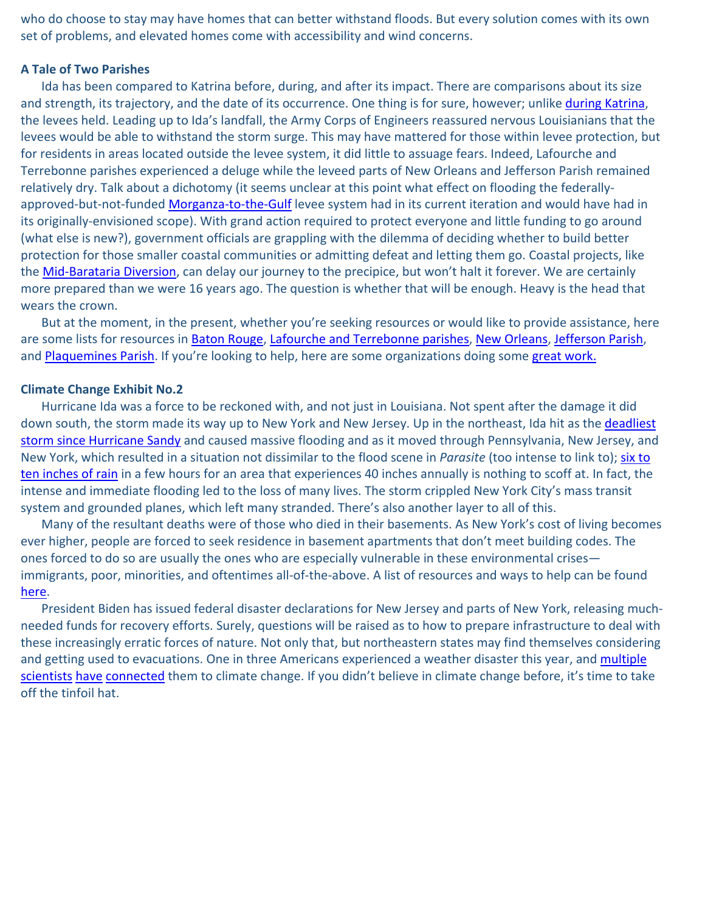who do choose to stay may have homes that can better withstand floods. But every solution comes with its own set of problems, and elevated homes come with accessibility and wind concerns.

**A Tale of Two Parishes**

Ida has been compared to Katrina before, during, and after its impact. There are comparisons about its size and strength, its trajectory, and the date of its occurrence. One thing is for sure, however; unlike during Katrina, the levees held. Leading up to Ida's landfall, the Army Corps of Engineers reassured nervous Louisianians that the levees would be able to withstand the storm surge. This may have mattered for those within levee protection, but for residents in areas located outside the levee system, it did little to assuage fears. Indeed, Lafourche and Terrebonne parishes experienced a deluge while the leveed parts of New Orleans and Jefferson Parish remained relatively dry. Talk about a dichotomy (it seems unclear at this point what effect on flooding the federally-approved-but-not-funded Morganza-to-the-Gulf levee system had in its current iteration and would have had in its originally-envisioned scope). With grand action required to protect everyone and little funding to go around (what else is new?), government officials are grappling with the dilemma of deciding whether to build better protection for those smaller coastal communities or admitting defeat and letting them go. Coastal projects, like the Mid-Barataria Diversion, can delay our journey to the precipice, but won't halt it forever. We are certainly more prepared than we were 16 years ago. The question is whether that will be enough. Heavy is the head that wears the crown.

But at the moment, in the present, whether you're seeking resources or would like to provide assistance, here are some lists for resources in Baton Rouge, Lafourche and Terrebonne parishes, New Orleans, Jefferson Parish, and Plaquemines Parish. If you're looking to help, here are some organizations doing some great work.

**Climate Change Exhibit No.2**

Hurricane Ida was a force to be reckoned with, and not just in Louisiana. Not spent after the damage it did down south, the storm made its way up to New York and New Jersey. Up in the northeast, Ida hit as the deadliest storm since Hurricane Sandy and caused massive flooding and as it moved through Pennsylvania, New Jersey, and New York, which resulted in a situation not dissimilar to the flood scene in *Parasite* (too intense to link to); six to ten inches of rain in a few hours for an area that experiences 40 inches annually is nothing to scoff at. In fact, the intense and immediate flooding led to the loss of many lives. The storm crippled New York City's mass transit system and grounded planes, which left many stranded. There's also another layer to all of this.

Many of the resultant deaths were of those who died in their basements. As New York's cost of living becomes ever higher, people are forced to seek residence in basement apartments that don't meet building codes. The ones forced to do so are usually the ones who are especially vulnerable in these environmental crises—immigrants, poor, minorities, and oftentimes all-of-the-above. A list of resources and ways to help can be found here.

President Biden has issued federal disaster declarations for New Jersey and parts of New York, releasing much-needed funds for recovery efforts. Surely, questions will be raised as to how to prepare infrastructure to deal with these increasingly erratic forces of nature. Not only that, but northeastern states may find themselves considering and getting used to evacuations. One in three Americans experienced a weather disaster this year, and multiple scientists have connected them to climate change. If you didn't believe in climate change before, it's time to take off the tinfoil hat.